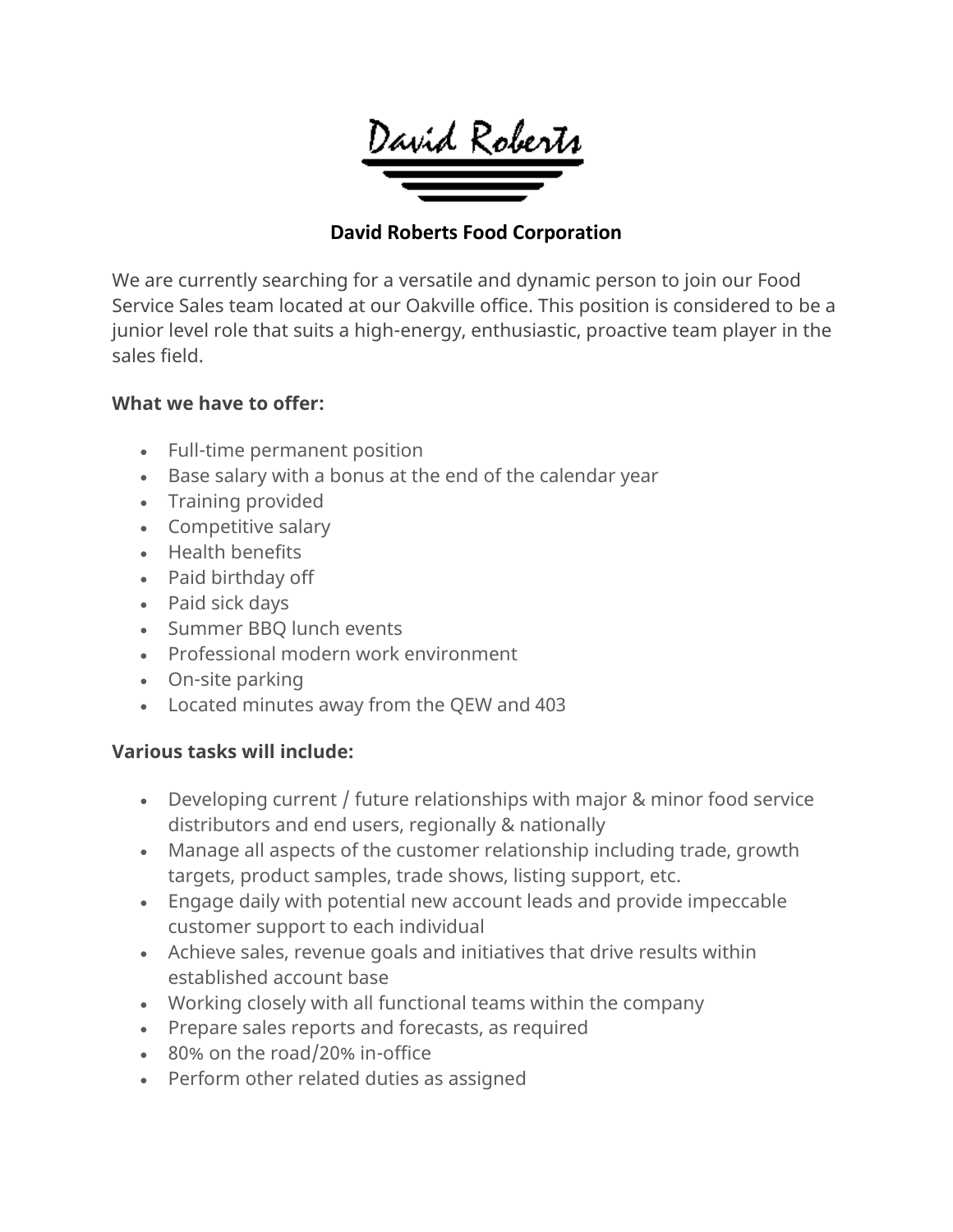David Roberts

# David Roberts Food Corporation

We are currently searching for a versatile and dynamic person to join our Food Service Sales team located at our Oakville office. This position is considered to be a junior level role that suits a high-energy, enthusiastic, proactive team player in the sales field.

**What we have to offer:**

- Full-time permanent position
- Base salary with a bonus at the end of the calendar year
- Training provided
- Competitive salary
- Health benefits
- Paid birthday off
- Paid sick days
- Summer BBQ lunch events
- Professional modern work environment
- On-site parking
- Located minutes away from the QEW and 403

**Various tasks will include:**

- Developing current / future relationships with major & minor food service distributors and end users, regionally & nationally
- Manage all aspects of the customer relationship including trade, growth targets, product samples, trade shows, listing support, etc.
- Engage daily with potential new account leads and provide impeccable customer support to each individual
- Achieve sales, revenue goals and initiatives that drive results within established account base
- Working closely with all functional teams within the company
- Prepare sales reports and forecasts, as required
- 80% on the road/20% in-office
- Perform other related duties as assigned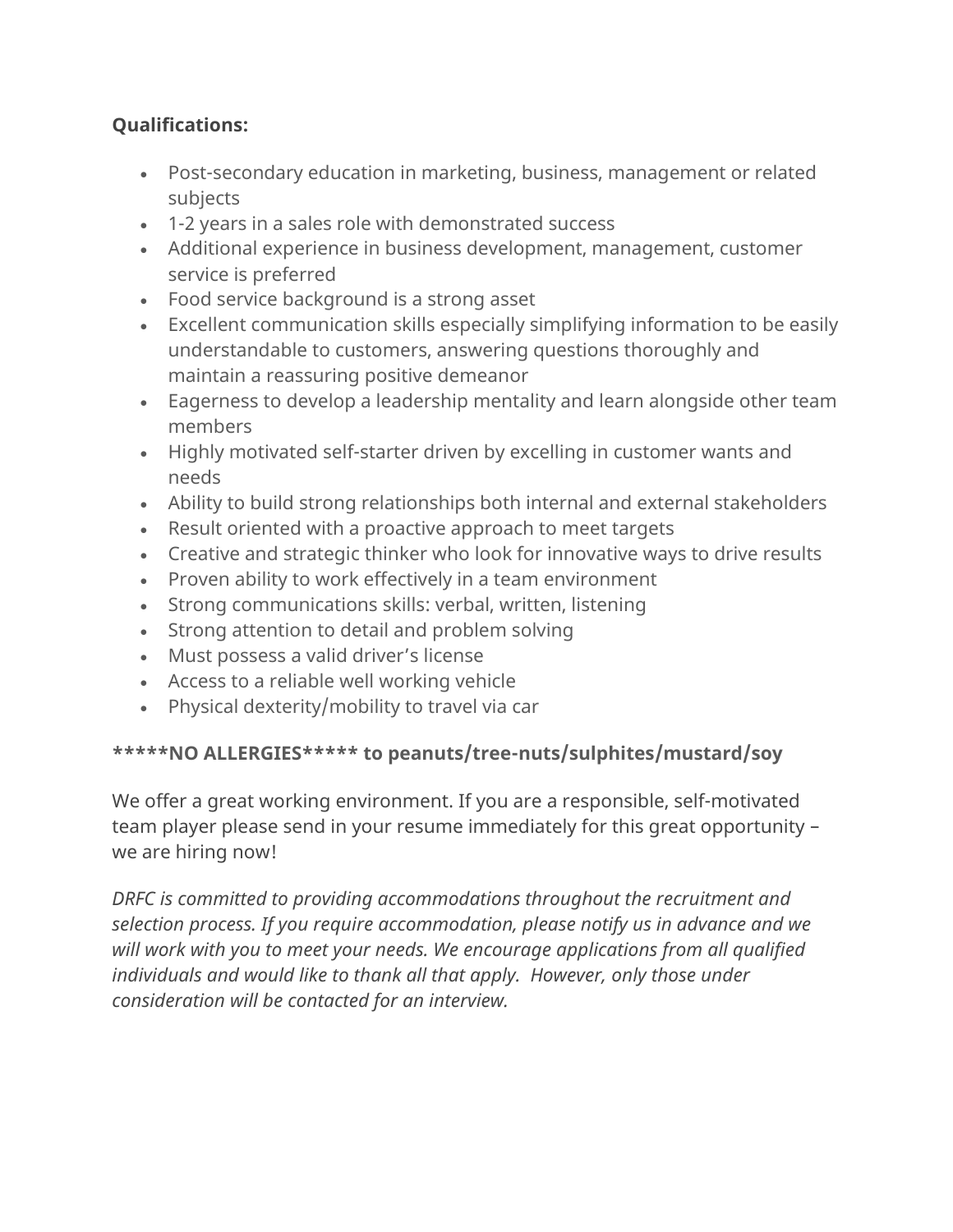**Qualifications:**

- Post-secondary education in marketing, business, management or related subjects
- 1-2 years in a sales role with demonstrated success
- Additional experience in business development, management, customer service is preferred
- Food service background is a strong asset
- Excellent communication skills especially simplifying information to be easily understandable to customers, answering questions thoroughly and maintain a reassuring positive demeanor
- Eagerness to develop a leadership mentality and learn alongside other team members
- Highly motivated self-starter driven by excelling in customer wants and needs
- Ability to build strong relationships both internal and external stakeholders
- Result oriented with a proactive approach to meet targets
- Creative and strategic thinker who look for innovative ways to drive results
- Proven ability to work effectively in a team environment
- Strong communications skills: verbal, written, listening
- Strong attention to detail and problem solving
- Must possess a valid driver's license
- Access to a reliable well working vehicle
- Physical dexterity/mobility to travel via car

**\*\*\*\*\*NO ALLERGIES\*\*\*\*\* to peanuts/tree-nuts/sulphites/mustard/soy**

We offer a great working environment. If you are a responsible, self-motivated team player please send in your resume immediately for this great opportunity – we are hiring now!

*DRFC is committed to providing accommodations throughout the recruitment and selection process. If you require accommodation, please notify us in advance and we will work with you to meet your needs. We encourage applications from all qualified individuals and would like to thank all that apply. However, only those under consideration will be contacted for an interview.*